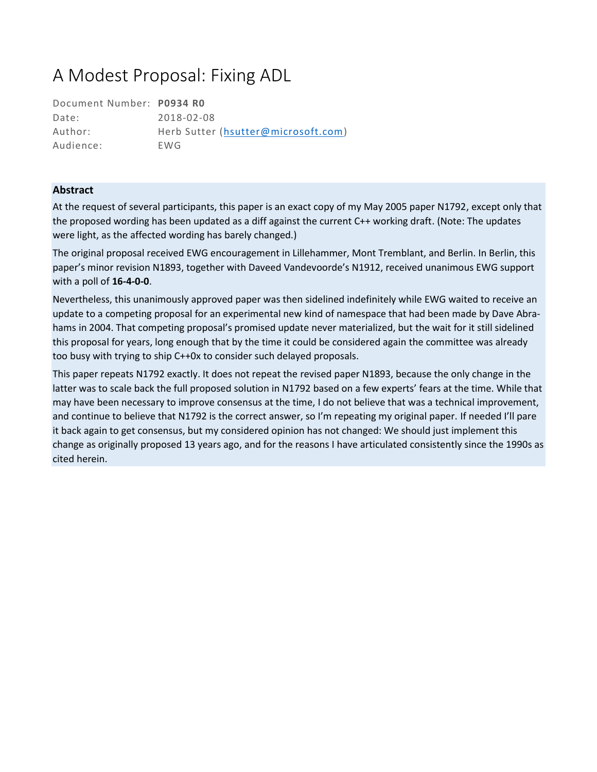# A Modest Proposal: Fixing ADL

| | |
|---|---|
| Document Number: | **P0934 R0** |
| Date: | 2018-02-08 |
| Author: | Herb Sutter (hsutter@microsoft.com) |
| Audience: | EWG |

**Abstract**

At the request of several participants, this paper is an exact copy of my May 2005 paper N1792, except only that the proposed wording has been updated as a diff against the current C++ working draft. (Note: The updates were light, as the affected wording has barely changed.)

The original proposal received EWG encouragement in Lillehammer, Mont Tremblant, and Berlin. In Berlin, this paper's minor revision N1893, together with Daveed Vandevoorde's N1912, received unanimous EWG support with a poll of **16-4-0-0**.

Nevertheless, this unanimously approved paper was then sidelined indefinitely while EWG waited to receive an update to a competing proposal for an experimental new kind of namespace that had been made by Dave Abrahams in 2004. That competing proposal's promised update never materialized, but the wait for it still sidelined this proposal for years, long enough that by the time it could be considered again the committee was already too busy with trying to ship C++0x to consider such delayed proposals.

This paper repeats N1792 exactly. It does not repeat the revised paper N1893, because the only change in the latter was to scale back the full proposed solution in N1792 based on a few experts' fears at the time. While that may have been necessary to improve consensus at the time, I do not believe that was a technical improvement, and continue to believe that N1792 is the correct answer, so I'm repeating my original paper. If needed I'll pare it back again to get consensus, but my considered opinion has not changed: We should just implement this change as originally proposed 13 years ago, and for the reasons I have articulated consistently since the 1990s as cited herein.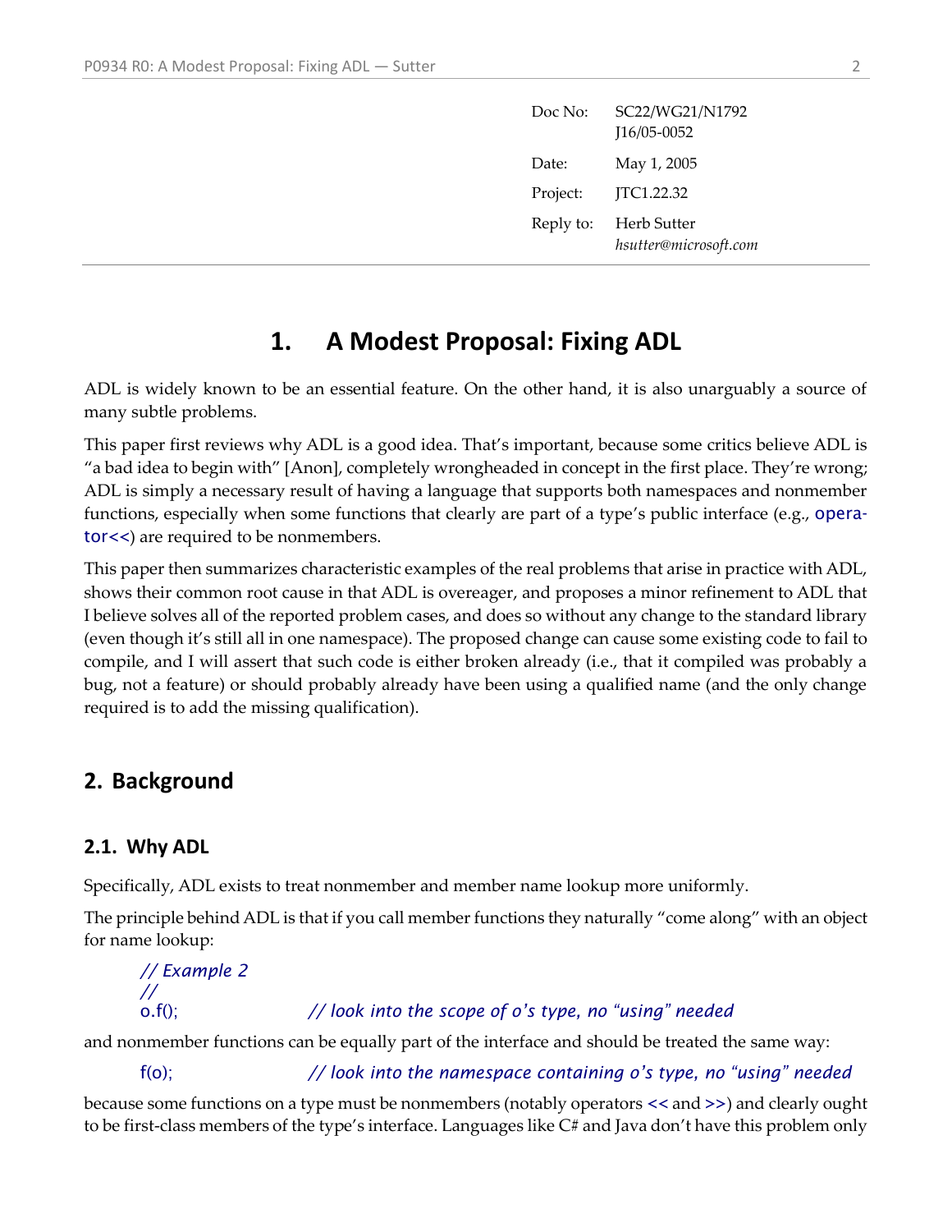| Doc No: | SC22/WG21/N1792 J16/05-0052 |
| --- | --- |
| Date: | May 1, 2005 |
| Project: | JTC1.22.32 |
| Reply to: | Herb Sutter *hsutter@microsoft.com* |

# 1. A Modest Proposal: Fixing ADL

ADL is widely known to be an essential feature. On the other hand, it is also unarguably a source of many subtle problems.

This paper first reviews why ADL is a good idea. That's important, because some critics believe ADL is "a bad idea to begin with" [Anon], completely wrongheaded in concept in the first place. They're wrong; ADL is simply a necessary result of having a language that supports both namespaces and nonmember functions, especially when some functions that clearly are part of a type's public interface (e.g., `operator<<`) are required to be nonmembers.

This paper then summarizes characteristic examples of the real problems that arise in practice with ADL, shows their common root cause in that ADL is overeager, and proposes a minor refinement to ADL that I believe solves all of the reported problem cases, and does so without any change to the standard library (even though it's still all in one namespace). The proposed change can cause some existing code to fail to compile, and I will assert that such code is either broken already (i.e., that it compiled was probably a bug, not a feature) or should probably already have been using a qualified name (and the only change required is to add the missing qualification).

## 2. Background

### 2.1. Why ADL

Specifically, ADL exists to treat nonmember and member name lookup more uniformly.

The principle behind ADL is that if you call member functions they naturally "come along" with an object for name lookup:

```
// Example 2
//
o.f();                  // look into the scope of o's type, no "using" needed
```

and nonmember functions can be equally part of the interface and should be treated the same way:

```
f(o);                   // look into the namespace containing o's type, no "using" needed
```

because some functions on a type must be nonmembers (notably operators `<<` and `>>`) and clearly ought to be first-class members of the type's interface. Languages like C# and Java don't have this problem only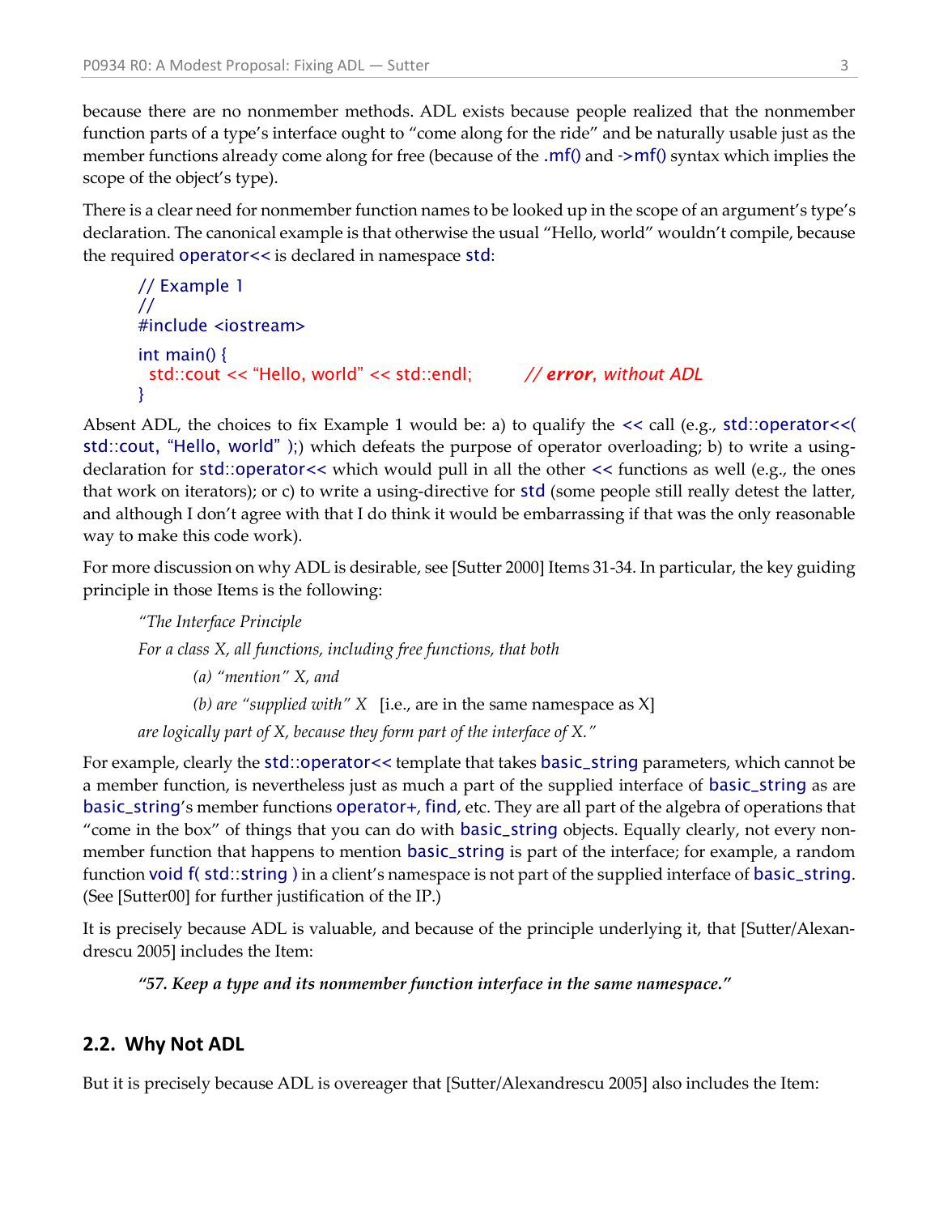because there are no nonmember methods. ADL exists because people realized that the nonmember function parts of a type's interface ought to "come along for the ride" and be naturally usable just as the member functions already come along for free (because of the .mf() and ->mf() syntax which implies the scope of the object's type).

There is a clear need for nonmember function names to be looked up in the scope of an argument's type's declaration. The canonical example is that otherwise the usual "Hello, world" wouldn't compile, because the required operator<< is declared in namespace std:

```
// Example 1
//
#include <iostream>

int main() {
  std::cout << "Hello, world" << std::endl;        // error, without ADL
}
```

Absent ADL, the choices to fix Example 1 would be: a) to qualify the << call (e.g., std::operator<<( std::cout, "Hello, world" );) which defeats the purpose of operator overloading; b) to write a using-declaration for std::operator<< which would pull in all the other << functions as well (e.g., the ones that work on iterators); or c) to write a using-directive for std (some people still really detest the latter, and although I don't agree with that I do think it would be embarrassing if that was the only reasonable way to make this code work).

For more discussion on why ADL is desirable, see [Sutter 2000] Items 31-34. In particular, the key guiding principle in those Items is the following:

> *"The Interface Principle*
>
> *For a class X, all functions, including free functions, that both*
>
> *(a) "mention" X, and*
>
> *(b) are "supplied with" X* [i.e., are in the same namespace as X]
>
> *are logically part of X, because they form part of the interface of X."*

For example, clearly the std::operator<< template that takes basic_string parameters, which cannot be a member function, is nevertheless just as much a part of the supplied interface of basic_string as are basic_string's member functions operator+, find, etc. They are all part of the algebra of operations that "come in the box" of things that you can do with basic_string objects. Equally clearly, not every non-member function that happens to mention basic_string is part of the interface; for example, a random function void f( std::string ) in a client's namespace is not part of the supplied interface of basic_string. (See [Sutter00] for further justification of the IP.)

It is precisely because ADL is valuable, and because of the principle underlying it, that [Sutter/Alexandrescu 2005] includes the Item:

> ***"57. Keep a type and its nonmember function interface in the same namespace."***

## 2.2. Why Not ADL

But it is precisely because ADL is overeager that [Sutter/Alexandrescu 2005] also includes the Item: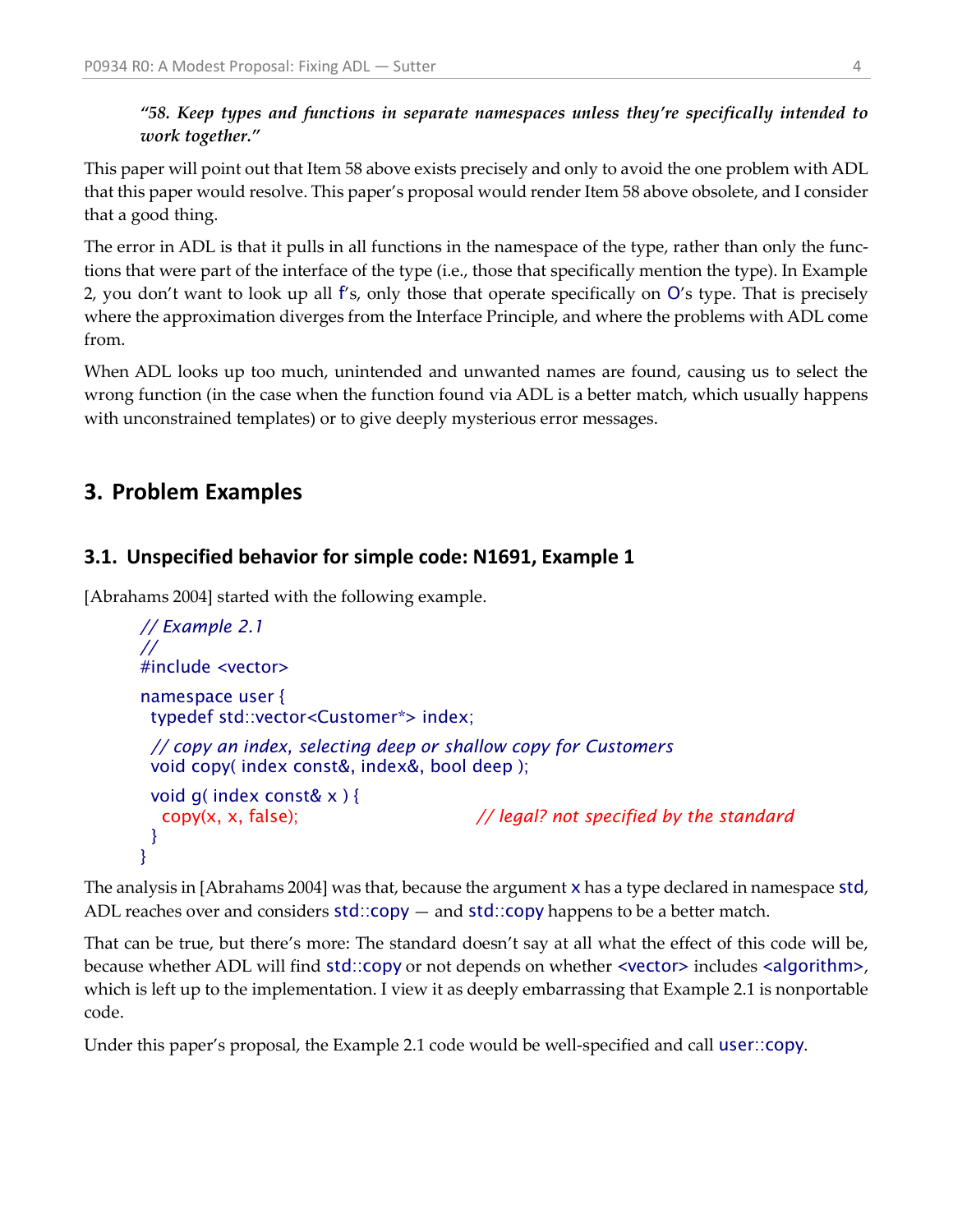***"58. Keep types and functions in separate namespaces unless they're specifically intended to work together."***

This paper will point out that Item 58 above exists precisely and only to avoid the one problem with ADL that this paper would resolve. This paper's proposal would render Item 58 above obsolete, and I consider that a good thing.

The error in ADL is that it pulls in all functions in the namespace of the type, rather than only the functions that were part of the interface of the type (i.e., those that specifically mention the type). In Example 2, you don't want to look up all f's, only those that operate specifically on O's type. That is precisely where the approximation diverges from the Interface Principle, and where the problems with ADL come from.

When ADL looks up too much, unintended and unwanted names are found, causing us to select the wrong function (in the case when the function found via ADL is a better match, which usually happens with unconstrained templates) or to give deeply mysterious error messages.

## 3. Problem Examples

### 3.1. Unspecified behavior for simple code: N1691, Example 1

[Abrahams 2004] started with the following example.

```
// Example 2.1
//
#include <vector>

namespace user {
  typedef std::vector<Customer*> index;

  // copy an index, selecting deep or shallow copy for Customers
  void copy( index const&, index&, bool deep );

  void g( index const& x ) {
    copy(x, x, false);                    // legal? not specified by the standard
  }
}
```

The analysis in [Abrahams 2004] was that, because the argument x has a type declared in namespace std, ADL reaches over and considers std::copy — and std::copy happens to be a better match.

That can be true, but there's more: The standard doesn't say at all what the effect of this code will be, because whether ADL will find std::copy or not depends on whether <vector> includes <algorithm>, which is left up to the implementation. I view it as deeply embarrassing that Example 2.1 is nonportable code.

Under this paper's proposal, the Example 2.1 code would be well-specified and call user::copy.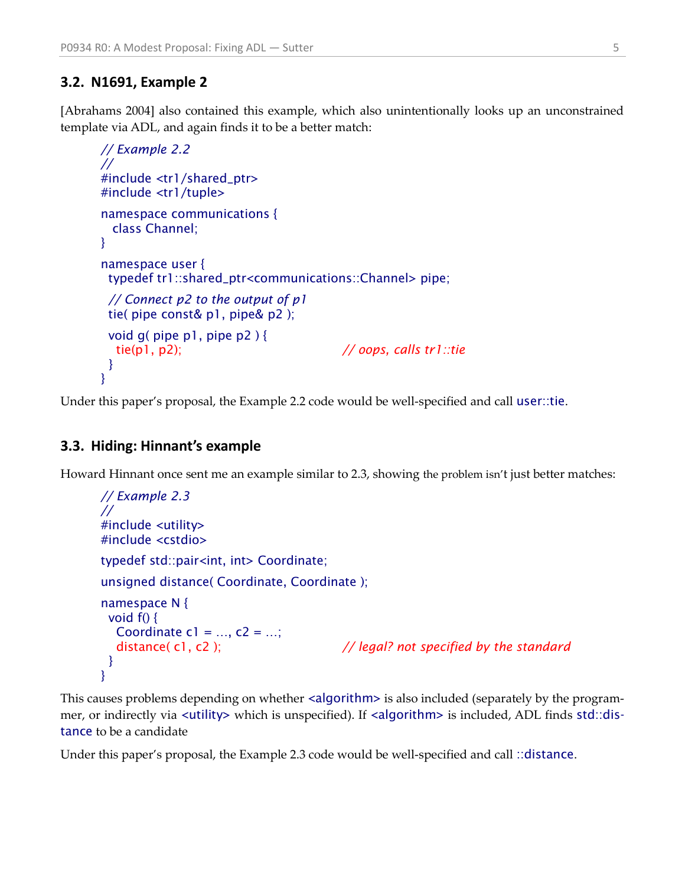### 3.2. N1691, Example 2

[Abrahams 2004] also contained this example, which also unintentionally looks up an unconstrained template via ADL, and again finds it to be a better match:

```
// Example 2.2
//
#include <tr1/shared_ptr>
#include <tr1/tuple>

namespace communications {
  class Channel;
}

namespace user {
  typedef tr1::shared_ptr<communications::Channel> pipe;

  // Connect p2 to the output of p1
  tie( pipe const& p1, pipe& p2 );

  void g( pipe p1, pipe p2 ) {
    tie(p1, p2);                          // oops, calls tr1::tie
  }
}
```

Under this paper's proposal, the Example 2.2 code would be well-specified and call `user::tie`.

### 3.3. Hiding: Hinnant's example

Howard Hinnant once sent me an example similar to 2.3, showing the problem isn't just better matches:

```
// Example 2.3
//
#include <utility>
#include <cstdio>

typedef std::pair<int, int> Coordinate;

unsigned distance( Coordinate, Coordinate );

namespace N {
  void f() {
    Coordinate c1 = …, c2 = …;
    distance( c1, c2 );                   // legal? not specified by the standard
  }
}
```

This causes problems depending on whether `<algorithm>` is also included (separately by the programmer, or indirectly via `<utility>` which is unspecified). If `<algorithm>` is included, ADL finds `std::distance` to be a candidate

Under this paper's proposal, the Example 2.3 code would be well-specified and call `::distance`.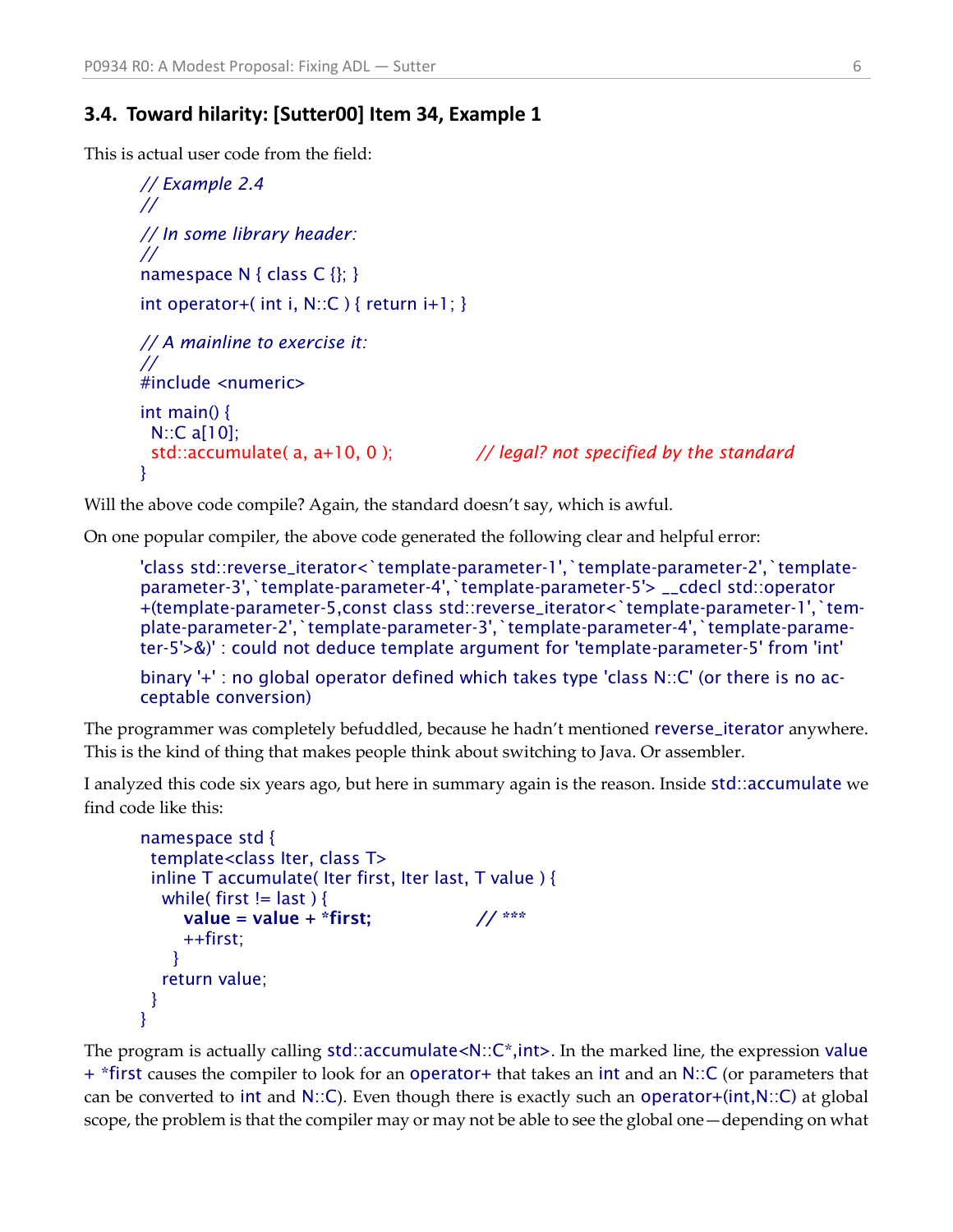### 3.4. Toward hilarity: [Sutter00] Item 34, Example 1

This is actual user code from the field:

```
// Example 2.4
//
// In some library header:
//
namespace N { class C {}; }

int operator+( int i, N::C ) { return i+1; }

// A mainline to exercise it:
//
#include <numeric>

int main() {
  N::C a[10];
  std::accumulate( a, a+10, 0 );            // legal? not specified by the standard
}
```

Will the above code compile? Again, the standard doesn't say, which is awful.

On one popular compiler, the above code generated the following clear and helpful error:

> 'class std::reverse_iterator<`template-parameter-1',`template-parameter-2',`template-parameter-3',`template-parameter-4',`template-parameter-5'> __cdecl std::operator +(template-parameter-5,const class std::reverse_iterator<`template-parameter-1',`template-parameter-2',`template-parameter-3',`template-parameter-4',`template-parameter-5'>&)' : could not deduce template argument for 'template-parameter-5' from 'int'
>
> binary '+' : no global operator defined which takes type 'class N::C' (or there is no acceptable conversion)

The programmer was completely befuddled, because he hadn't mentioned reverse_iterator anywhere. This is the kind of thing that makes people think about switching to Java. Or assembler.

I analyzed this code six years ago, but here in summary again is the reason. Inside std::accumulate we find code like this:

```
namespace std {
  template<class Iter, class T>
  inline T accumulate( Iter first, Iter last, T value ) {
    while( first != last ) {
      value = value + *first;            // ***
      ++first;
    }
    return value;
  }
}
```

The program is actually calling std::accumulate<N::C*,int>. In the marked line, the expression value + *first causes the compiler to look for an operator+ that takes an int and an N::C (or parameters that can be converted to int and N::C). Even though there is exactly such an operator+(int,N::C) at global scope, the problem is that the compiler may or may not be able to see the global one—depending on what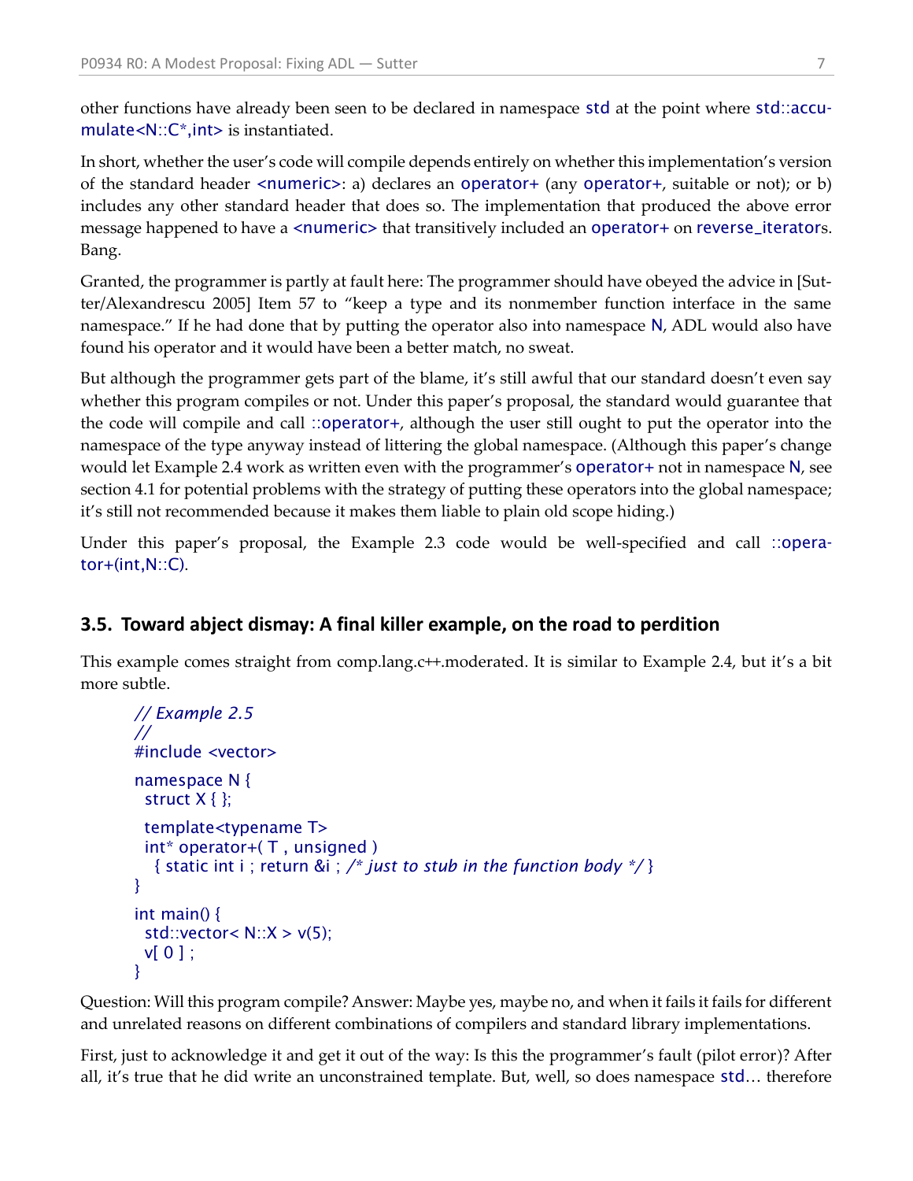other functions have already been seen to be declared in namespace std at the point where std::accumulate<N::C*,int> is instantiated.

In short, whether the user's code will compile depends entirely on whether this implementation's version of the standard header <numeric>: a) declares an operator+ (any operator+, suitable or not); or b) includes any other standard header that does so. The implementation that produced the above error message happened to have a <numeric> that transitively included an operator+ on reverse_iterators. Bang.

Granted, the programmer is partly at fault here: The programmer should have obeyed the advice in [Sutter/Alexandrescu 2005] Item 57 to "keep a type and its nonmember function interface in the same namespace." If he had done that by putting the operator also into namespace N, ADL would also have found his operator and it would have been a better match, no sweat.

But although the programmer gets part of the blame, it's still awful that our standard doesn't even say whether this program compiles or not. Under this paper's proposal, the standard would guarantee that the code will compile and call ::operator+, although the user still ought to put the operator into the namespace of the type anyway instead of littering the global namespace. (Although this paper's change would let Example 2.4 work as written even with the programmer's operator+ not in namespace N, see section 4.1 for potential problems with the strategy of putting these operators into the global namespace; it's still not recommended because it makes them liable to plain old scope hiding.)

Under this paper's proposal, the Example 2.3 code would be well-specified and call ::operator+(int,N::C).

## 3.5. Toward abject dismay: A final killer example, on the road to perdition

This example comes straight from comp.lang.c++.moderated. It is similar to Example 2.4, but it's a bit more subtle.

```
// Example 2.5
//
#include <vector>

namespace N {
  struct X { };

  template<typename T>
  int* operator+( T , unsigned )
    { static int i ; return &i ; /* just to stub in the function body */ }
}

int main() {
  std::vector< N::X > v(5);
  v[ 0 ] ;
}
```

Question: Will this program compile? Answer: Maybe yes, maybe no, and when it fails it fails for different and unrelated reasons on different combinations of compilers and standard library implementations.

First, just to acknowledge it and get it out of the way: Is this the programmer's fault (pilot error)? After all, it's true that he did write an unconstrained template. But, well, so does namespace std… therefore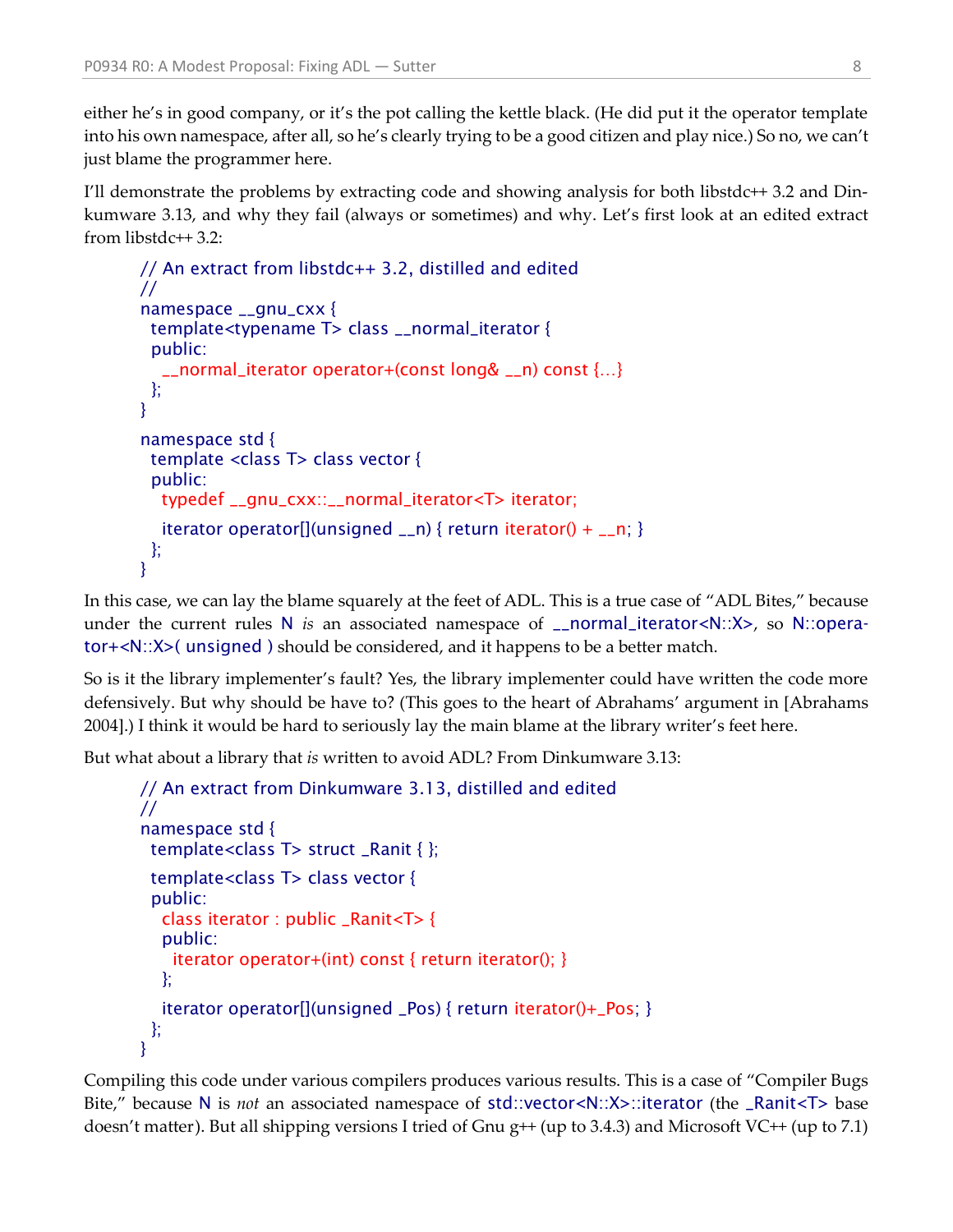either he's in good company, or it's the pot calling the kettle black. (He did put it the operator template into his own namespace, after all, so he's clearly trying to be a good citizen and play nice.) So no, we can't just blame the programmer here.

I'll demonstrate the problems by extracting code and showing analysis for both libstdc++ 3.2 and Dinkumware 3.13, and why they fail (always or sometimes) and why. Let's first look at an edited extract from libstdc++ 3.2:

```
// An extract from libstdc++ 3.2, distilled and edited
//
namespace __gnu_cxx {
  template<typename T> class __normal_iterator {
  public:
    __normal_iterator operator+(const long& __n) const {…}
  };
}

namespace std {
  template <class T> class vector {
  public:
    typedef __gnu_cxx::__normal_iterator<T> iterator;

    iterator operator[](unsigned __n) { return iterator() + __n; }
  };
}
```

In this case, we can lay the blame squarely at the feet of ADL. This is a true case of "ADL Bites," because under the current rules N *is* an associated namespace of __normal_iterator<N::X>, so N::operator+<N::X>( unsigned ) should be considered, and it happens to be a better match.

So is it the library implementer's fault? Yes, the library implementer could have written the code more defensively. But why should be have to? (This goes to the heart of Abrahams' argument in [Abrahams 2004].) I think it would be hard to seriously lay the main blame at the library writer's feet here.

But what about a library that *is* written to avoid ADL? From Dinkumware 3.13:

```
// An extract from Dinkumware 3.13, distilled and edited
//
namespace std {
  template<class T> struct _Ranit { };

  template<class T> class vector {
  public:
    class iterator : public _Ranit<T> {
    public:
      iterator operator+(int) const { return iterator(); }
    };

    iterator operator[](unsigned _Pos) { return iterator()+_Pos; }
  };
}
```

Compiling this code under various compilers produces various results. This is a case of "Compiler Bugs Bite," because N is *not* an associated namespace of std::vector<N::X>::iterator (the _Ranit<T> base doesn't matter). But all shipping versions I tried of Gnu g++ (up to 3.4.3) and Microsoft VC++ (up to 7.1)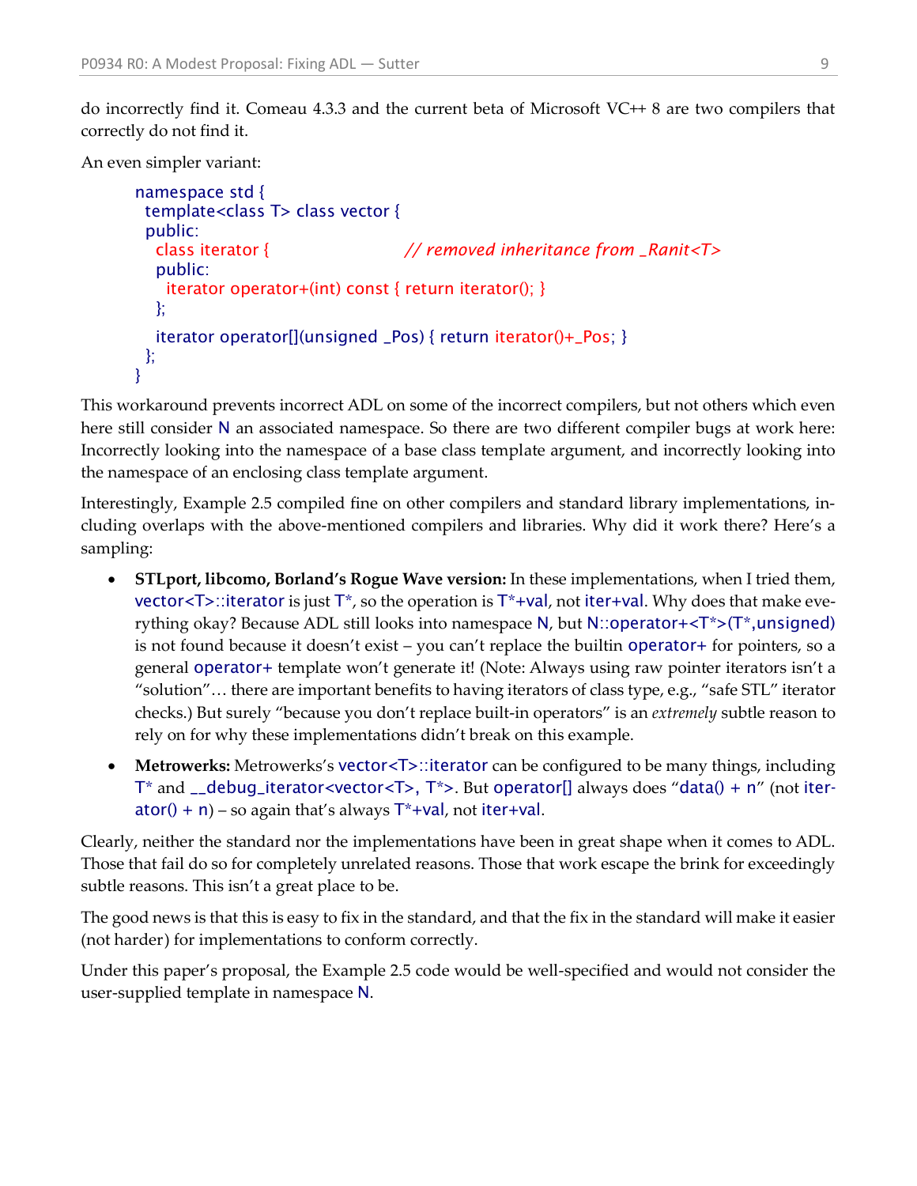do incorrectly find it. Comeau 4.3.3 and the current beta of Microsoft VC++ 8 are two compilers that correctly do not find it.

An even simpler variant:

```
namespace std {
  template<class T> class vector {
  public:
    class iterator {                    // removed inheritance from _Ranit<T>
    public:
      iterator operator+(int) const { return iterator(); }
    };
    iterator operator[](unsigned _Pos) { return iterator()+_Pos; }
  };
}
```

This workaround prevents incorrect ADL on some of the incorrect compilers, but not others which even here still consider N an associated namespace. So there are two different compiler bugs at work here: Incorrectly looking into the namespace of a base class template argument, and incorrectly looking into the namespace of an enclosing class template argument.

Interestingly, Example 2.5 compiled fine on other compilers and standard library implementations, including overlaps with the above-mentioned compilers and libraries. Why did it work there? Here's a sampling:

- **STLport, libcomo, Borland's Rogue Wave version:** In these implementations, when I tried them, vector<T>::iterator is just T*, so the operation is T*+val, not iter+val. Why does that make everything okay? Because ADL still looks into namespace N, but N::operator+<T*>(T*,unsigned) is not found because it doesn't exist – you can't replace the builtin operator+ for pointers, so a general operator+ template won't generate it! (Note: Always using raw pointer iterators isn't a "solution"… there are important benefits to having iterators of class type, e.g., "safe STL" iterator checks.) But surely "because you don't replace built-in operators" is an *extremely* subtle reason to rely on for why these implementations didn't break on this example.
- **Metrowerks:** Metrowerks's vector<T>::iterator can be configured to be many things, including T* and __debug_iterator<vector<T>, T*>. But operator[] always does "data() + n" (not iterator() + n) – so again that's always T*+val, not iter+val.

Clearly, neither the standard nor the implementations have been in great shape when it comes to ADL. Those that fail do so for completely unrelated reasons. Those that work escape the brink for exceedingly subtle reasons. This isn't a great place to be.

The good news is that this is easy to fix in the standard, and that the fix in the standard will make it easier (not harder) for implementations to conform correctly.

Under this paper's proposal, the Example 2.5 code would be well-specified and would not consider the user-supplied template in namespace N.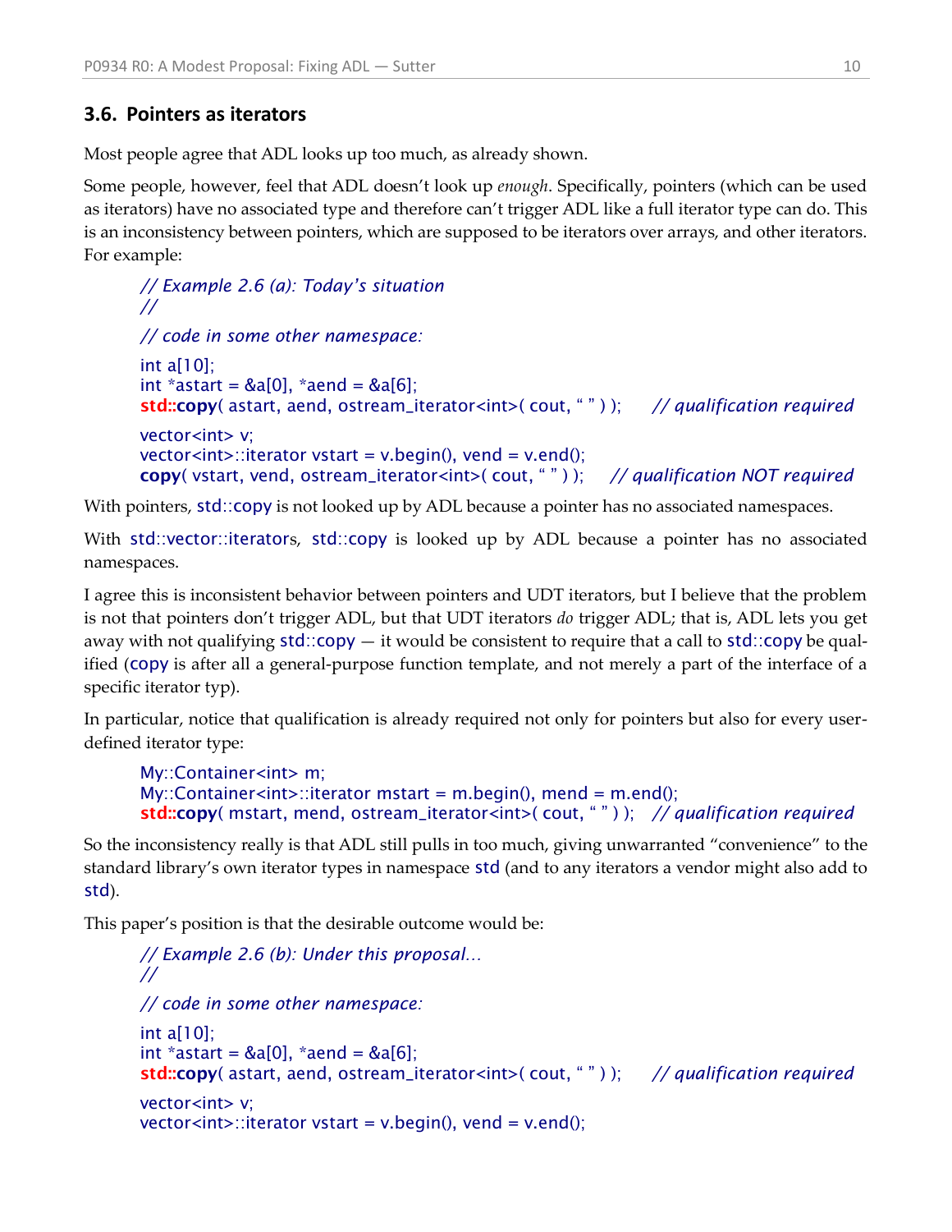### 3.6. Pointers as iterators

Most people agree that ADL looks up too much, as already shown.

Some people, however, feel that ADL doesn't look up *enough*. Specifically, pointers (which can be used as iterators) have no associated type and therefore can't trigger ADL like a full iterator type can do. This is an inconsistency between pointers, which are supposed to be iterators over arrays, and other iterators. For example:

```
// Example 2.6 (a): Today's situation
//
// code in some other namespace:
int a[10];
int *astart = &a[0], *aend = &a[6];
std::copy( astart, aend, ostream_iterator<int>( cout, " " ) );     // qualification required
vector<int> v;
vector<int>::iterator vstart = v.begin(), vend = v.end();
copy( vstart, vend, ostream_iterator<int>( cout, " " ) );     // qualification NOT required
```

With pointers, std::copy is not looked up by ADL because a pointer has no associated namespaces.

With std::vector::iterators, std::copy is looked up by ADL because a pointer has no associated namespaces.

I agree this is inconsistent behavior between pointers and UDT iterators, but I believe that the problem is not that pointers don't trigger ADL, but that UDT iterators *do* trigger ADL; that is, ADL lets you get away with not qualifying std::copy — it would be consistent to require that a call to std::copy be qualified (copy is after all a general-purpose function template, and not merely a part of the interface of a specific iterator typ).

In particular, notice that qualification is already required not only for pointers but also for every user-defined iterator type:

```
My::Container<int> m;
My::Container<int>::iterator mstart = m.begin(), mend = m.end();
std::copy( mstart, mend, ostream_iterator<int>( cout, " " ) );   // qualification required
```

So the inconsistency really is that ADL still pulls in too much, giving unwarranted "convenience" to the standard library's own iterator types in namespace std (and to any iterators a vendor might also add to std).

This paper's position is that the desirable outcome would be:

```
// Example 2.6 (b): Under this proposal…
//
// code in some other namespace:
int a[10];
int *astart = &a[0], *aend = &a[6];
std::copy( astart, aend, ostream_iterator<int>( cout, " " ) );     // qualification required
vector<int> v;
vector<int>::iterator vstart = v.begin(), vend = v.end();
```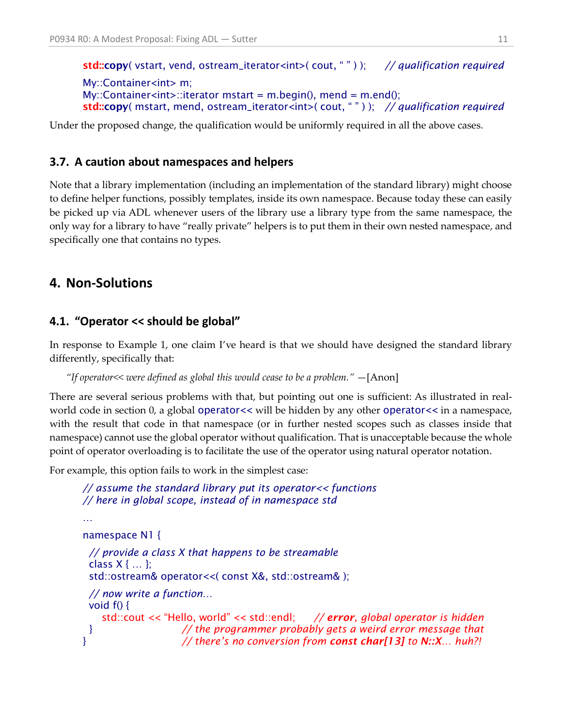```
std::copy( vstart, vend, ostream_iterator<int>( cout, " " ) );      // qualification required

My::Container<int> m;
My::Container<int>::iterator mstart = m.begin(), mend = m.end();
std::copy( mstart, mend, ostream_iterator<int>( cout, " " ) );   // qualification required
```

Under the proposed change, the qualification would be uniformly required in all the above cases.

### 3.7. A caution about namespaces and helpers

Note that a library implementation (including an implementation of the standard library) might choose to define helper functions, possibly templates, inside its own namespace. Because today these can easily be picked up via ADL whenever users of the library use a library type from the same namespace, the only way for a library to have "really private" helpers is to put them in their own nested namespace, and specifically one that contains no types.

## 4. Non-Solutions

### 4.1. "Operator << should be global"

In response to Example 1, one claim I've heard is that we should have designed the standard library differently, specifically that:

> *"If operator<< were defined as global this would cease to be a problem."* —[Anon]

There are several serious problems with that, but pointing out one is sufficient: As illustrated in real-world code in section 0, a global operator<< will be hidden by any other operator<< in a namespace, with the result that code in that namespace (or in further nested scopes such as classes inside that namespace) cannot use the global operator without qualification. That is unacceptable because the whole point of operator overloading is to facilitate the use of the operator using natural operator notation.

For example, this option fails to work in the simplest case:

```
// assume the standard library put its operator<< functions
// here in global scope, instead of in namespace std
…
namespace N1 {
  // provide a class X that happens to be streamable
  class X { … };
  std::ostream& operator<<( const X&, std::ostream& );

  // now write a function…
  void f() {
     std::cout << "Hello, world" << std::endl;      // error, global operator is hidden
  }                        // the programmer probably gets a weird error message that
}                          // there's no conversion from const char[13] to N::X… huh?!
```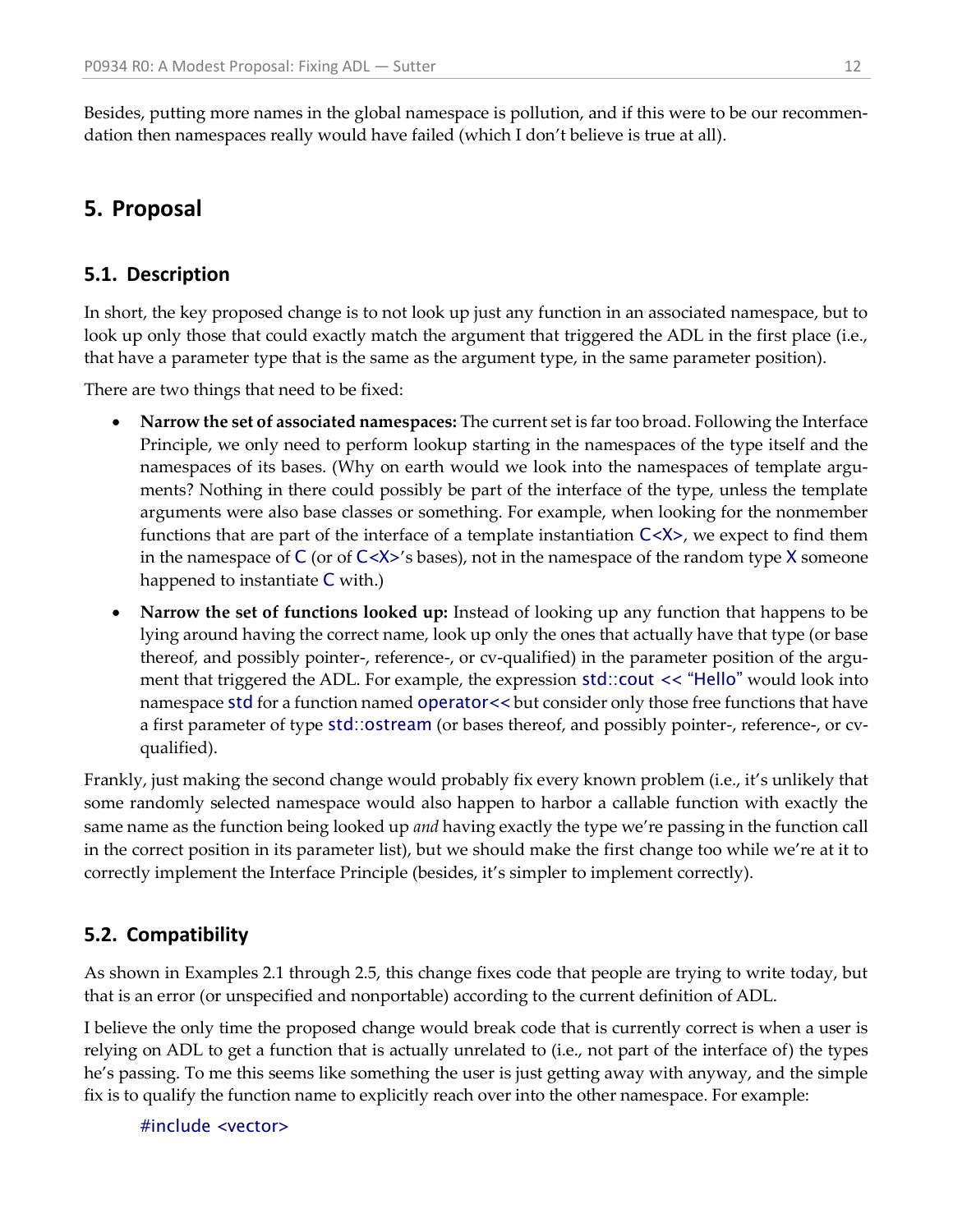Besides, putting more names in the global namespace is pollution, and if this were to be our recommendation then namespaces really would have failed (which I don't believe is true at all).

## 5. Proposal

### 5.1. Description

In short, the key proposed change is to not look up just any function in an associated namespace, but to look up only those that could exactly match the argument that triggered the ADL in the first place (i.e., that have a parameter type that is the same as the argument type, in the same parameter position).

There are two things that need to be fixed:

- **Narrow the set of associated namespaces:** The current set is far too broad. Following the Interface Principle, we only need to perform lookup starting in the namespaces of the type itself and the namespaces of its bases. (Why on earth would we look into the namespaces of template arguments? Nothing in there could possibly be part of the interface of the type, unless the template arguments were also base classes or something. For example, when looking for the nonmember functions that are part of the interface of a template instantiation `C<X>`, we expect to find them in the namespace of `C` (or of `C<X>`'s bases), not in the namespace of the random type `X` someone happened to instantiate `C` with.)
- **Narrow the set of functions looked up:** Instead of looking up any function that happens to be lying around having the correct name, look up only the ones that actually have that type (or base thereof, and possibly pointer-, reference-, or cv-qualified) in the parameter position of the argument that triggered the ADL. For example, the expression `std::cout << "Hello"` would look into namespace `std` for a function named `operator<<` but consider only those free functions that have a first parameter of type `std::ostream` (or bases thereof, and possibly pointer-, reference-, or cv-qualified).

Frankly, just making the second change would probably fix every known problem (i.e., it's unlikely that some randomly selected namespace would also happen to harbor a callable function with exactly the same name as the function being looked up *and* having exactly the type we're passing in the function call in the correct position in its parameter list), but we should make the first change too while we're at it to correctly implement the Interface Principle (besides, it's simpler to implement correctly).

### 5.2. Compatibility

As shown in Examples 2.1 through 2.5, this change fixes code that people are trying to write today, but that is an error (or unspecified and nonportable) according to the current definition of ADL.

I believe the only time the proposed change would break code that is currently correct is when a user is relying on ADL to get a function that is actually unrelated to (i.e., not part of the interface of) the types he's passing. To me this seems like something the user is just getting away with anyway, and the simple fix is to qualify the function name to explicitly reach over into the other namespace. For example:

```
#include <vector>
```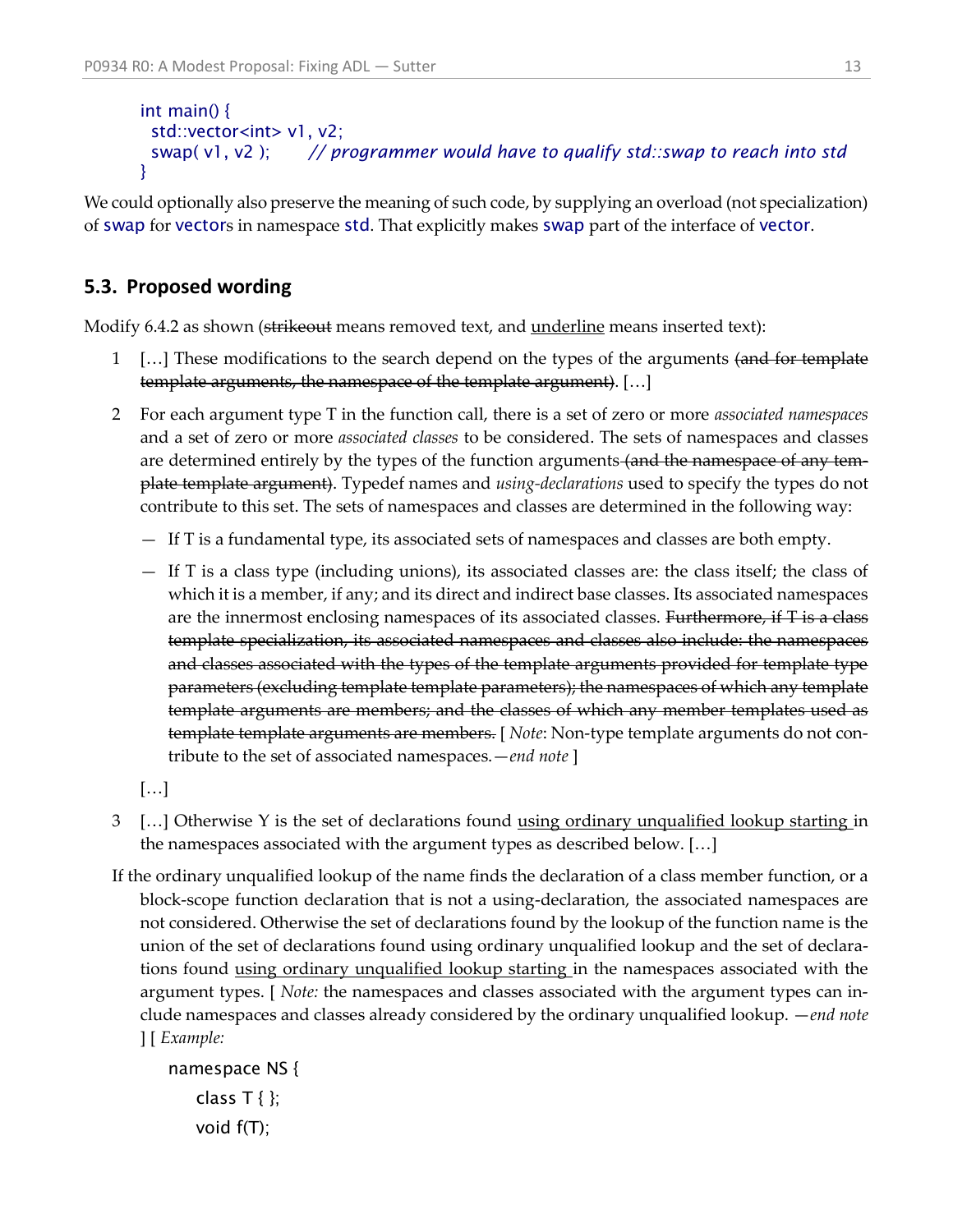```
int main() {
  std::vector<int> v1, v2;
  swap( v1, v2 );       // programmer would have to qualify std::swap to reach into std
}
```

We could optionally also preserve the meaning of such code, by supplying an overload (not specialization) of `swap` for `vector`s in namespace `std`. That explicitly makes `swap` part of the interface of `vector`.

## 5.3. Proposed wording

Modify 6.4.2 as shown (~~strikeout~~ means removed text, and <u>underline</u> means inserted text):

1 […] These modifications to the search depend on the types of the arguments ~~(and for template template arguments, the namespace of the template argument)~~. […]

2 For each argument type T in the function call, there is a set of zero or more *associated namespaces* and a set of zero or more *associated classes* to be considered. The sets of namespaces and classes are determined entirely by the types of the function arguments ~~(and the namespace of any template template argument)~~. Typedef names and *using-declarations* used to specify the types do not contribute to this set. The sets of namespaces and classes are determined in the following way:

— If T is a fundamental type, its associated sets of namespaces and classes are both empty.

— If T is a class type (including unions), its associated classes are: the class itself; the class of which it is a member, if any; and its direct and indirect base classes. Its associated namespaces are the innermost enclosing namespaces of its associated classes. ~~Furthermore, if T is a class template specialization, its associated namespaces and classes also include: the namespaces and classes associated with the types of the template arguments provided for template type parameters (excluding template template parameters); the namespaces of which any template template arguments are members; and the classes of which any member templates used as template template arguments are members.~~ [ *Note*: Non-type template arguments do not contribute to the set of associated namespaces.—*end note* ]

[…]

3 […] Otherwise Y is the set of declarations found <u>using ordinary unqualified lookup starting</u> in the namespaces associated with the argument types as described below. […]

If the ordinary unqualified lookup of the name finds the declaration of a class member function, or a block-scope function declaration that is not a using-declaration, the associated namespaces are not considered. Otherwise the set of declarations found by the lookup of the function name is the union of the set of declarations found using ordinary unqualified lookup and the set of declarations found <u>using ordinary unqualified lookup starting</u> in the namespaces associated with the argument types. [ *Note:* the namespaces and classes associated with the argument types can include namespaces and classes already considered by the ordinary unqualified lookup. —*end note* ] [ *Example:*

```
namespace NS {
    class T { };
    void f(T);
```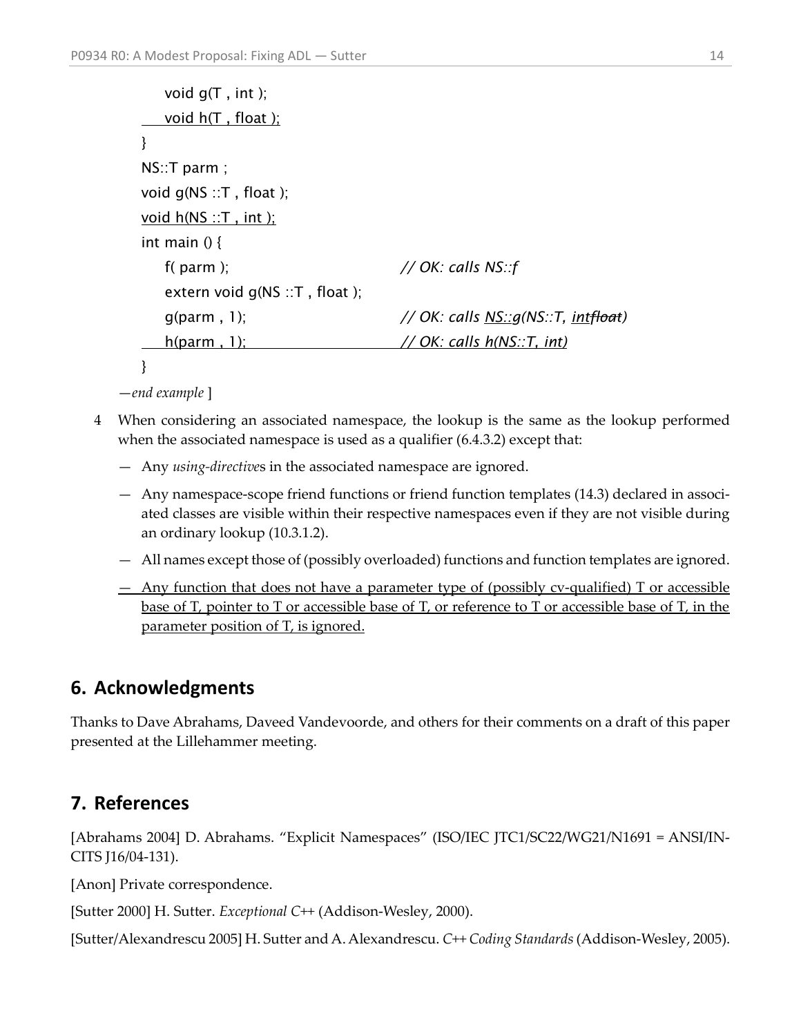```
    void g(T , int );
    void h(T , float );
}
NS::T parm ;
void g(NS ::T , float );
void h(NS ::T , int );
int main () {
    f( parm );                          // OK: calls NS::f
    extern void g(NS ::T , float );
    g(parm , 1);                        // OK: calls NS::g(NS::T, intfloat)
    h(parm , 1);                        // OK: calls h(NS::T, int)
}
```

*—end example* ]

4 When considering an associated namespace, the lookup is the same as the lookup performed when the associated namespace is used as a qualifier (6.4.3.2) except that:

- Any *using-directive*s in the associated namespace are ignored.
- Any namespace-scope friend functions or friend function templates (14.3) declared in associated classes are visible within their respective namespaces even if they are not visible during an ordinary lookup (10.3.1.2).
- All names except those of (possibly overloaded) functions and function templates are ignored.
- Any function that does not have a parameter type of (possibly cv-qualified) T or accessible base of T, pointer to T or accessible base of T, or reference to T or accessible base of T, in the parameter position of T, is ignored.

## 6. Acknowledgments

Thanks to Dave Abrahams, Daveed Vandevoorde, and others for their comments on a draft of this paper presented at the Lillehammer meeting.

## 7. References

[Abrahams 2004] D. Abrahams. "Explicit Namespaces" (ISO/IEC JTC1/SC22/WG21/N1691 = ANSI/INCITS J16/04-131).

[Anon] Private correspondence.

[Sutter 2000] H. Sutter. *Exceptional C++* (Addison-Wesley, 2000).

[Sutter/Alexandrescu 2005] H. Sutter and A. Alexandrescu. *C++ Coding Standards* (Addison-Wesley, 2005).